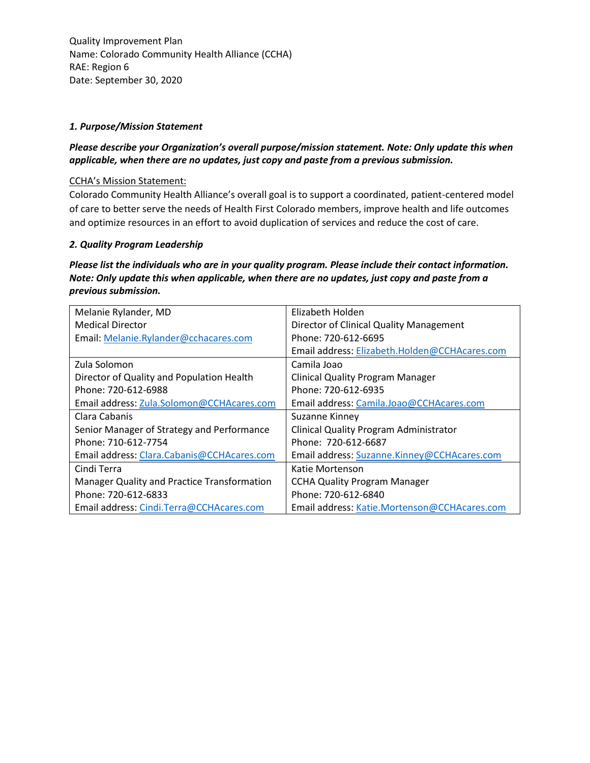Quality Improvement Plan
Name: Colorado Community Health Alliance (CCHA)
RAE: Region 6
Date: September 30, 2020

### *1. Purpose/Mission Statement*

***Please describe your Organization's overall purpose/mission statement. Note: Only update this when applicable, when there are no updates, just copy and paste from a previous submission.***

<u>CCHA's Mission Statement:</u>
Colorado Community Health Alliance's overall goal is to support a coordinated, patient-centered model of care to better serve the needs of Health First Colorado members, improve health and life outcomes and optimize resources in an effort to avoid duplication of services and reduce the cost of care.

### *2. Quality Program Leadership*

***Please list the individuals who are in your quality program. Please include their contact information. Note: Only update this when applicable, when there are no updates, just copy and paste from a previous submission.***

| | |
|---|---|
| Melanie Rylander, MD<br>Medical Director<br>Email: Melanie.Rylander@cchacares.com | Elizabeth Holden<br>Director of Clinical Quality Management<br>Phone: 720-612-6695<br>Email address: Elizabeth.Holden@CCHAcares.com |
| Zula Solomon<br>Director of Quality and Population Health<br>Phone: 720-612-6988<br>Email address: Zula.Solomon@CCHAcares.com | Camila Joao<br>Clinical Quality Program Manager<br>Phone: 720-612-6935<br>Email address: Camila.Joao@CCHAcares.com |
| Clara Cabanis<br>Senior Manager of Strategy and Performance<br>Phone: 710-612-7754<br>Email address: Clara.Cabanis@CCHAcares.com | Suzanne Kinney<br>Clinical Quality Program Administrator<br>Phone: 720-612-6687<br>Email address: Suzanne.Kinney@CCHAcares.com |
| Cindi Terra<br>Manager Quality and Practice Transformation<br>Phone: 720-612-6833<br>Email address: Cindi.Terra@CCHAcares.com | Katie Mortenson<br>CCHA Quality Program Manager<br>Phone: 720-612-6840<br>Email address: Katie.Mortenson@CCHAcares.com |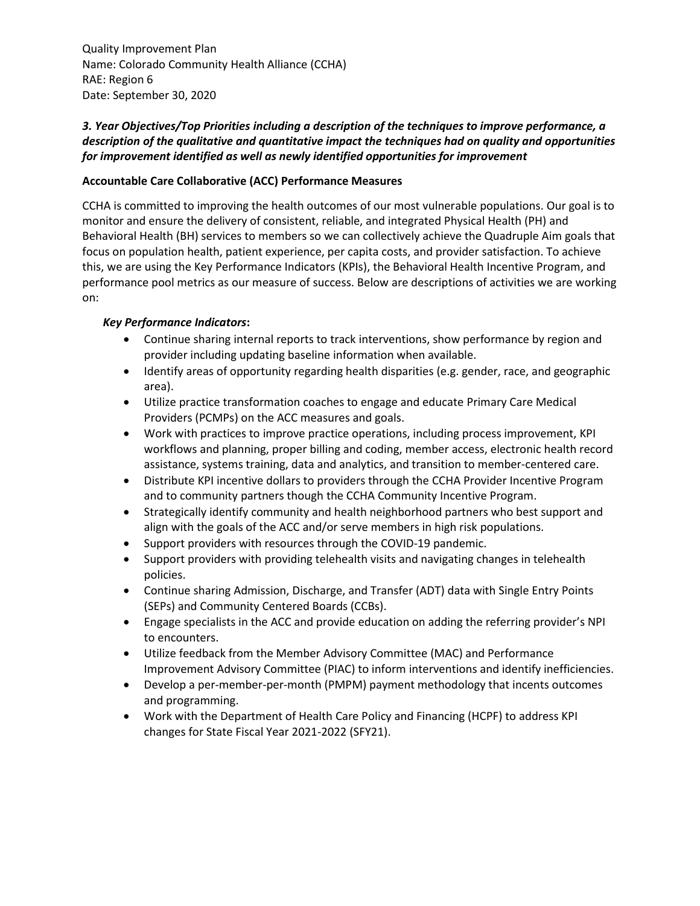Quality Improvement Plan
Name: Colorado Community Health Alliance (CCHA)
RAE: Region 6
Date: September 30, 2020

### *3. Year Objectives/Top Priorities including a description of the techniques to improve performance, a description of the qualitative and quantitative impact the techniques had on quality and opportunities for improvement identified as well as newly identified opportunities for improvement*

**Accountable Care Collaborative (ACC) Performance Measures**

CCHA is committed to improving the health outcomes of our most vulnerable populations. Our goal is to monitor and ensure the delivery of consistent, reliable, and integrated Physical Health (PH) and Behavioral Health (BH) services to members so we can collectively achieve the Quadruple Aim goals that focus on population health, patient experience, per capita costs, and provider satisfaction. To achieve this, we are using the Key Performance Indicators (KPIs), the Behavioral Health Incentive Program, and performance pool metrics as our measure of success. Below are descriptions of activities we are working on:

***Key Performance Indicators*:**

- Continue sharing internal reports to track interventions, show performance by region and provider including updating baseline information when available.
- Identify areas of opportunity regarding health disparities (e.g. gender, race, and geographic area).
- Utilize practice transformation coaches to engage and educate Primary Care Medical Providers (PCMPs) on the ACC measures and goals.
- Work with practices to improve practice operations, including process improvement, KPI workflows and planning, proper billing and coding, member access, electronic health record assistance, systems training, data and analytics, and transition to member-centered care.
- Distribute KPI incentive dollars to providers through the CCHA Provider Incentive Program and to community partners though the CCHA Community Incentive Program.
- Strategically identify community and health neighborhood partners who best support and align with the goals of the ACC and/or serve members in high risk populations.
- Support providers with resources through the COVID-19 pandemic.
- Support providers with providing telehealth visits and navigating changes in telehealth policies.
- Continue sharing Admission, Discharge, and Transfer (ADT) data with Single Entry Points (SEPs) and Community Centered Boards (CCBs).
- Engage specialists in the ACC and provide education on adding the referring provider's NPI to encounters.
- Utilize feedback from the Member Advisory Committee (MAC) and Performance Improvement Advisory Committee (PIAC) to inform interventions and identify inefficiencies.
- Develop a per-member-per-month (PMPM) payment methodology that incents outcomes and programming.
- Work with the Department of Health Care Policy and Financing (HCPF) to address KPI changes for State Fiscal Year 2021-2022 (SFY21).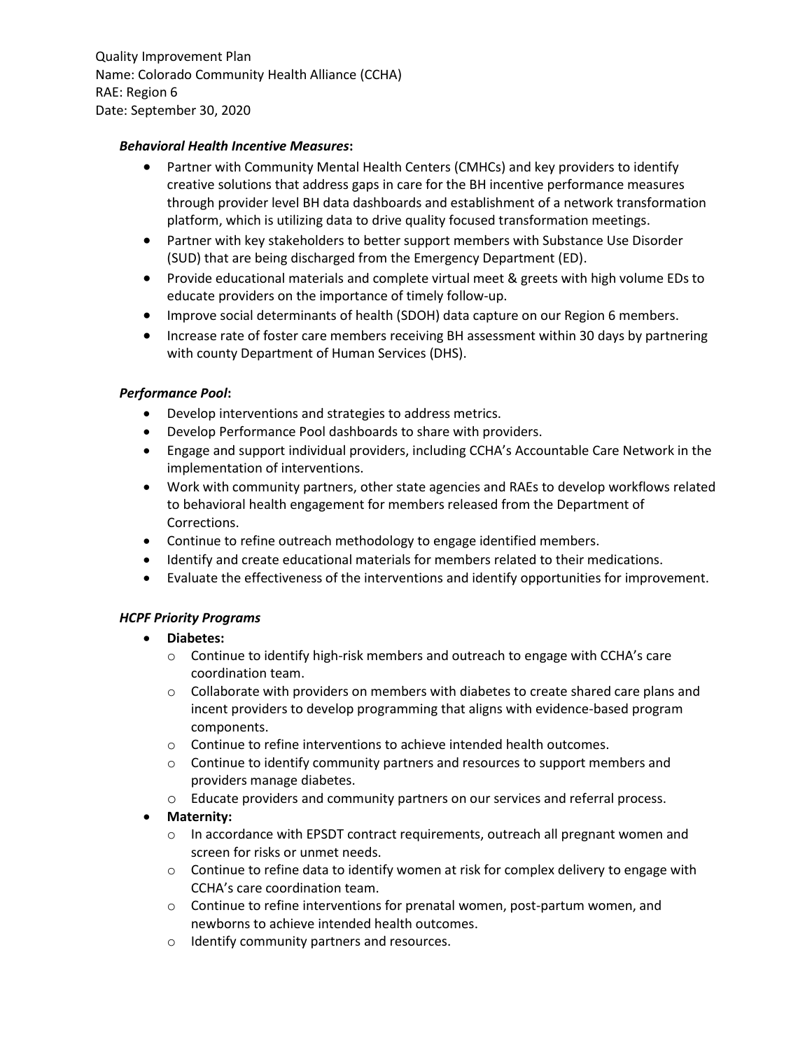Quality Improvement Plan
Name: Colorado Community Health Alliance (CCHA)
RAE: Region 6
Date: September 30, 2020

***Behavioral Health Incentive Measures*:**

- Partner with Community Mental Health Centers (CMHCs) and key providers to identify creative solutions that address gaps in care for the BH incentive performance measures through provider level BH data dashboards and establishment of a network transformation platform, which is utilizing data to drive quality focused transformation meetings.
- Partner with key stakeholders to better support members with Substance Use Disorder (SUD) that are being discharged from the Emergency Department (ED).
- Provide educational materials and complete virtual meet & greets with high volume EDs to educate providers on the importance of timely follow-up.
- Improve social determinants of health (SDOH) data capture on our Region 6 members.
- Increase rate of foster care members receiving BH assessment within 30 days by partnering with county Department of Human Services (DHS).

***Performance Pool*:**

- Develop interventions and strategies to address metrics.
- Develop Performance Pool dashboards to share with providers.
- Engage and support individual providers, including CCHA's Accountable Care Network in the implementation of interventions.
- Work with community partners, other state agencies and RAEs to develop workflows related to behavioral health engagement for members released from the Department of Corrections.
- Continue to refine outreach methodology to engage identified members.
- Identify and create educational materials for members related to their medications.
- Evaluate the effectiveness of the interventions and identify opportunities for improvement.

***HCPF Priority Programs***

- **Diabetes:**
  - Continue to identify high-risk members and outreach to engage with CCHA's care coordination team.
  - Collaborate with providers on members with diabetes to create shared care plans and incent providers to develop programming that aligns with evidence-based program components.
  - Continue to refine interventions to achieve intended health outcomes.
  - Continue to identify community partners and resources to support members and providers manage diabetes.
  - Educate providers and community partners on our services and referral process.
- **Maternity:**
  - In accordance with EPSDT contract requirements, outreach all pregnant women and screen for risks or unmet needs.
  - Continue to refine data to identify women at risk for complex delivery to engage with CCHA's care coordination team.
  - Continue to refine interventions for prenatal women, post-partum women, and newborns to achieve intended health outcomes.
  - Identify community partners and resources.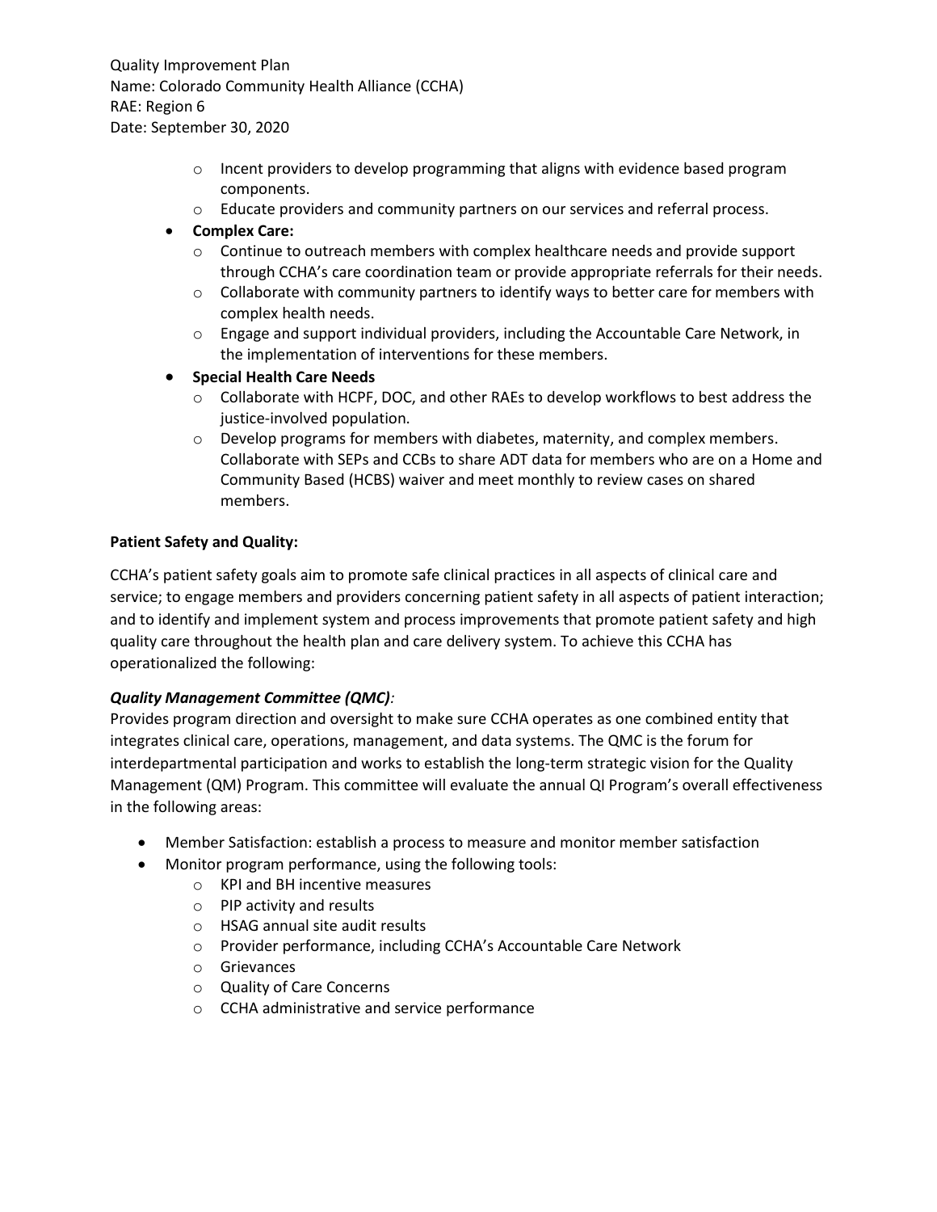- Incent providers to develop programming that aligns with evidence based program components.
- Educate providers and community partners on our services and referral process.

- **Complex Care:**
  - Continue to outreach members with complex healthcare needs and provide support through CCHA's care coordination team or provide appropriate referrals for their needs.
  - Collaborate with community partners to identify ways to better care for members with complex health needs.
  - Engage and support individual providers, including the Accountable Care Network, in the implementation of interventions for these members.
- **Special Health Care Needs**
  - Collaborate with HCPF, DOC, and other RAEs to develop workflows to best address the justice-involved population.
  - Develop programs for members with diabetes, maternity, and complex members. Collaborate with SEPs and CCBs to share ADT data for members who are on a Home and Community Based (HCBS) waiver and meet monthly to review cases on shared members.

**Patient Safety and Quality:**

CCHA's patient safety goals aim to promote safe clinical practices in all aspects of clinical care and service; to engage members and providers concerning patient safety in all aspects of patient interaction; and to identify and implement system and process improvements that promote patient safety and high quality care throughout the health plan and care delivery system. To achieve this CCHA has operationalized the following:

***Quality Management Committee (QMC)**:*

Provides program direction and oversight to make sure CCHA operates as one combined entity that integrates clinical care, operations, management, and data systems. The QMC is the forum for interdepartmental participation and works to establish the long-term strategic vision for the Quality Management (QM) Program. This committee will evaluate the annual QI Program's overall effectiveness in the following areas:

- Member Satisfaction: establish a process to measure and monitor member satisfaction
- Monitor program performance, using the following tools:
  - KPI and BH incentive measures
  - PIP activity and results
  - HSAG annual site audit results
  - Provider performance, including CCHA's Accountable Care Network
  - Grievances
  - Quality of Care Concerns
  - CCHA administrative and service performance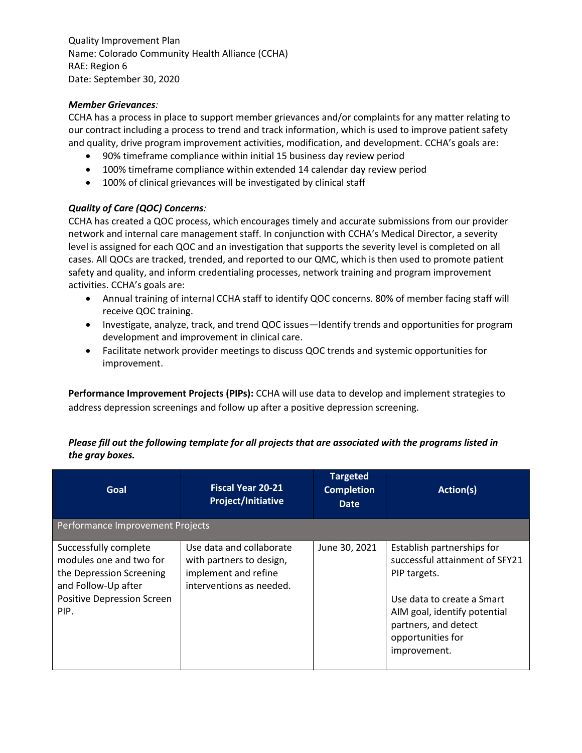Quality Improvement Plan
Name: Colorado Community Health Alliance (CCHA)
RAE: Region 6
Date: September 30, 2020

***Member Grievances:***
CCHA has a process in place to support member grievances and/or complaints for any matter relating to our contract including a process to trend and track information, which is used to improve patient safety and quality, drive program improvement activities, modification, and development. CCHA's goals are:

- 90% timeframe compliance within initial 15 business day review period
- 100% timeframe compliance within extended 14 calendar day review period
- 100% of clinical grievances will be investigated by clinical staff

***Quality of Care (QOC) Concerns:***
CCHA has created a QOC process, which encourages timely and accurate submissions from our provider network and internal care management staff. In conjunction with CCHA's Medical Director, a severity level is assigned for each QOC and an investigation that supports the severity level is completed on all cases. All QOCs are tracked, trended, and reported to our QMC, which is then used to promote patient safety and quality, and inform credentialing processes, network training and program improvement activities. CCHA's goals are:

- Annual training of internal CCHA staff to identify QOC concerns. 80% of member facing staff will receive QOC training.
- Investigate, analyze, track, and trend QOC issues—Identify trends and opportunities for program development and improvement in clinical care.
- Facilitate network provider meetings to discuss QOC trends and systemic opportunities for improvement.

**Performance Improvement Projects (PIPs):** CCHA will use data to develop and implement strategies to address depression screenings and follow up after a positive depression screening.

***Please fill out the following template for all projects that are associated with the programs listed in the gray boxes.***

| Goal | Fiscal Year 20-21 Project/Initiative | Targeted Completion Date | Action(s) |
|---|---|---|---|
| Performance Improvement Projects | | | |
| Successfully complete modules one and two for the Depression Screening and Follow-Up after Positive Depression Screen PIP. | Use data and collaborate with partners to design, implement and refine interventions as needed. | June 30, 2021 | Establish partnerships for successful attainment of SFY21 PIP targets.<br><br>Use data to create a Smart AIM goal, identify potential partners, and detect opportunities for improvement. |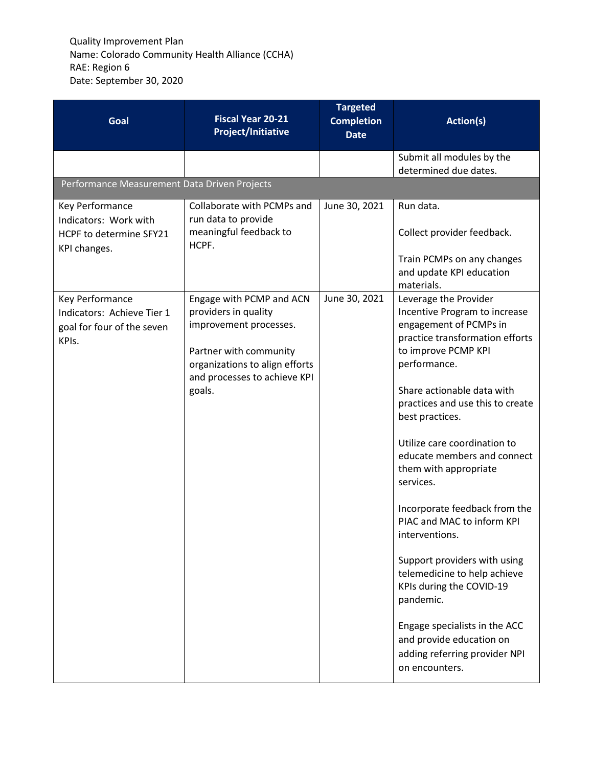Quality Improvement Plan
Name: Colorado Community Health Alliance (CCHA)
RAE: Region 6
Date: September 30, 2020

| Goal | Fiscal Year 20-21 Project/Initiative | Targeted Completion Date | Action(s) |
|---|---|---|---|
| | | | Submit all modules by the determined due dates. |
| Performance Measurement Data Driven Projects | | | |
| Key Performance Indicators: Work with HCPF to determine SFY21 KPI changes. | Collaborate with PCMPs and run data to provide meaningful feedback to HCPF. | June 30, 2021 | Run data.<br><br>Collect provider feedback.<br><br>Train PCMPs on any changes and update KPI education materials. |
| Key Performance Indicators: Achieve Tier 1 goal for four of the seven KPIs. | Engage with PCMP and ACN providers in quality improvement processes.<br><br>Partner with community organizations to align efforts and processes to achieve KPI goals. | June 30, 2021 | Leverage the Provider Incentive Program to increase engagement of PCMPs in practice transformation efforts to improve PCMP KPI performance.<br><br>Share actionable data with practices and use this to create best practices.<br><br>Utilize care coordination to educate members and connect them with appropriate services.<br><br>Incorporate feedback from the PIAC and MAC to inform KPI interventions.<br><br>Support providers with using telemedicine to help achieve KPIs during the COVID-19 pandemic.<br><br>Engage specialists in the ACC and provide education on adding referring provider NPI on encounters. |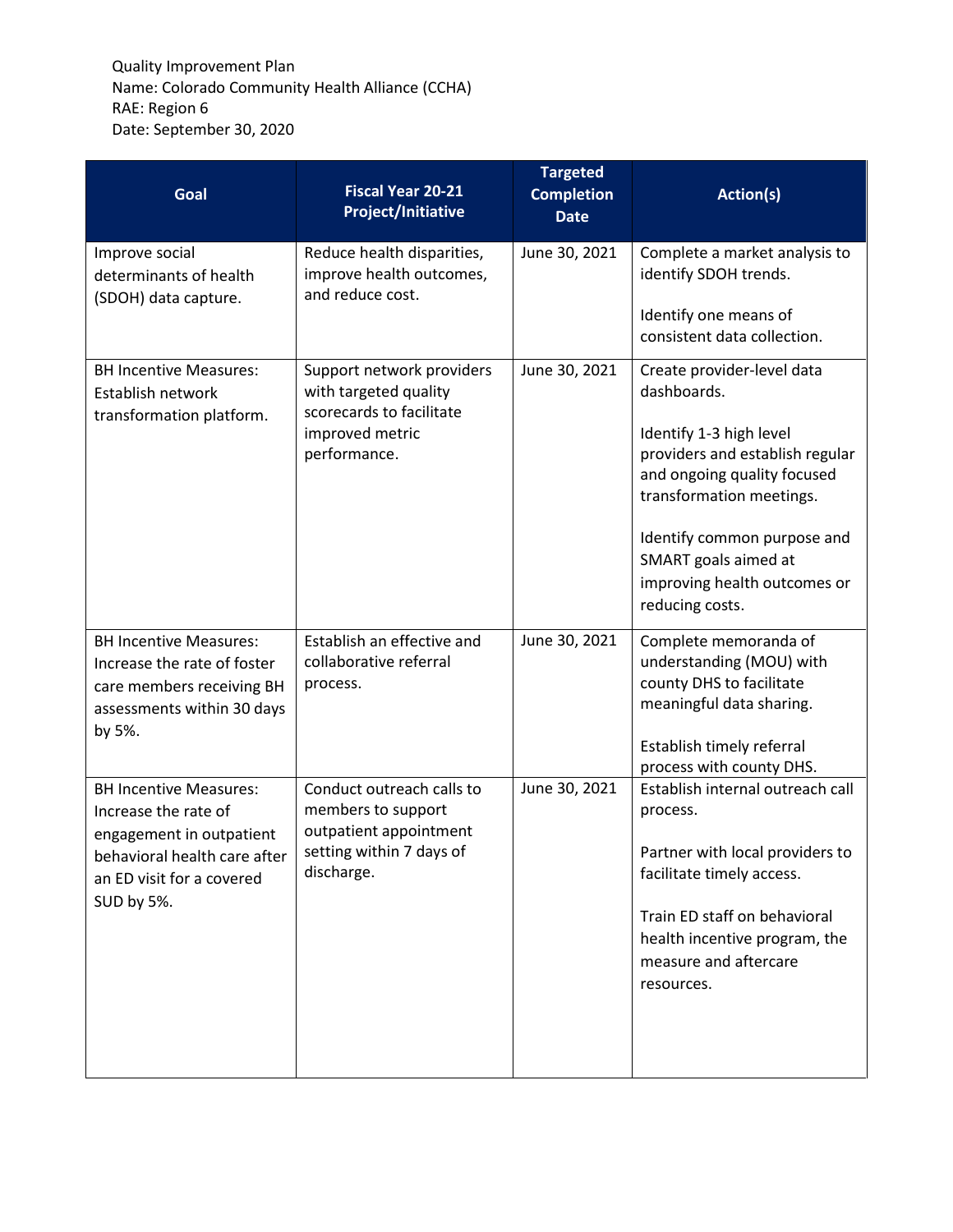Quality Improvement Plan
Name: Colorado Community Health Alliance (CCHA)
RAE: Region 6
Date: September 30, 2020

| Goal | Fiscal Year 20-21 Project/Initiative | Targeted Completion Date | Action(s) |
|---|---|---|---|
| Improve social determinants of health (SDOH) data capture. | Reduce health disparities, improve health outcomes, and reduce cost. | June 30, 2021 | Complete a market analysis to identify SDOH trends.<br><br>Identify one means of consistent data collection. |
| BH Incentive Measures: Establish network transformation platform. | Support network providers with targeted quality scorecards to facilitate improved metric performance. | June 30, 2021 | Create provider-level data dashboards.<br><br>Identify 1-3 high level providers and establish regular and ongoing quality focused transformation meetings.<br><br>Identify common purpose and SMART goals aimed at improving health outcomes or reducing costs. |
| BH Incentive Measures: Increase the rate of foster care members receiving BH assessments within 30 days by 5%. | Establish an effective and collaborative referral process. | June 30, 2021 | Complete memoranda of understanding (MOU) with county DHS to facilitate meaningful data sharing.<br><br>Establish timely referral process with county DHS. |
| BH Incentive Measures: Increase the rate of engagement in outpatient behavioral health care after an ED visit for a covered SUD by 5%. | Conduct outreach calls to members to support outpatient appointment setting within 7 days of discharge. | June 30, 2021 | Establish internal outreach call process.<br><br>Partner with local providers to facilitate timely access.<br><br>Train ED staff on behavioral health incentive program, the measure and aftercare resources. |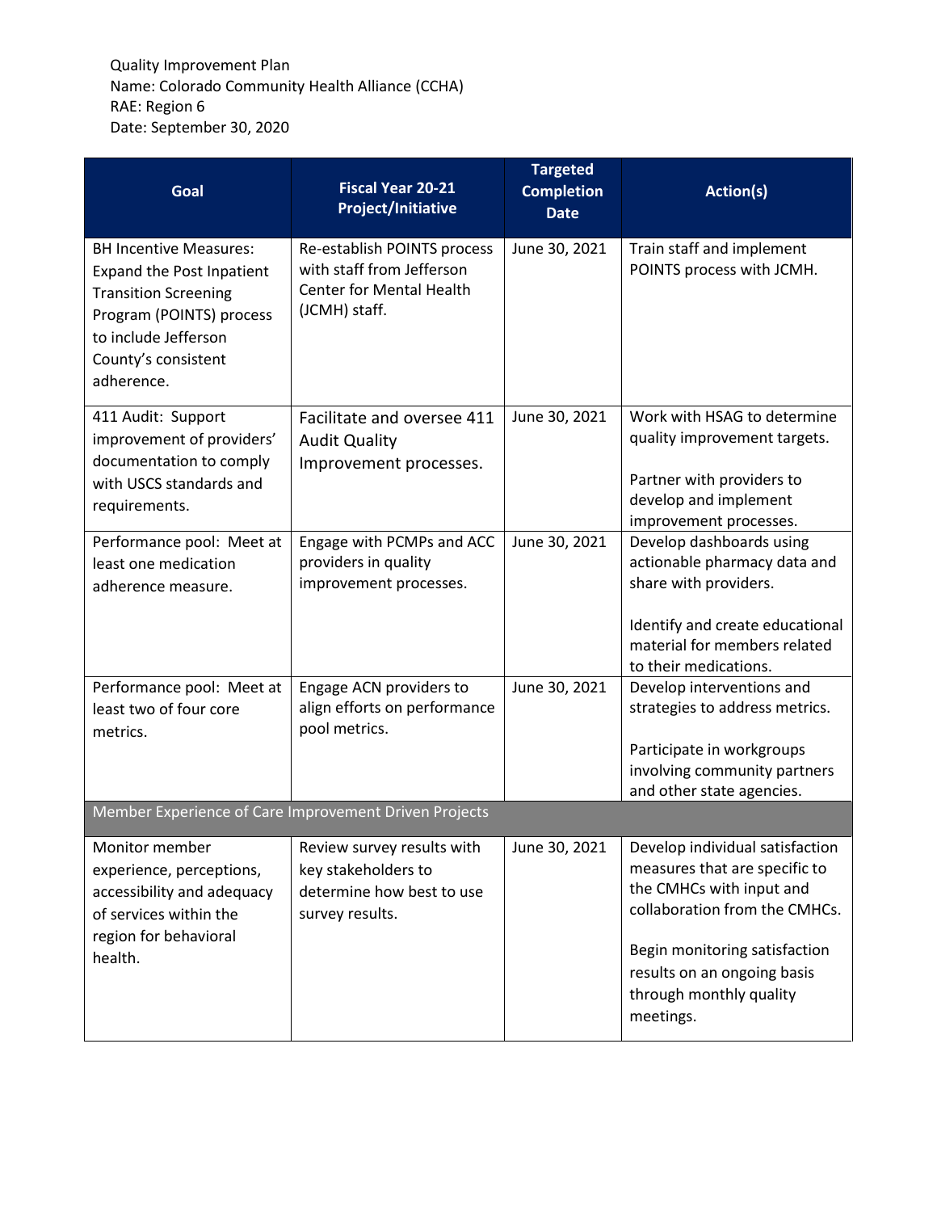Quality Improvement Plan
Name: Colorado Community Health Alliance (CCHA)
RAE: Region 6
Date: September 30, 2020

| Goal | Fiscal Year 20-21 Project/Initiative | Targeted Completion Date | Action(s) |
|---|---|---|---|
| BH Incentive Measures: Expand the Post Inpatient Transition Screening Program (POINTS) process to include Jefferson County's consistent adherence. | Re-establish POINTS process with staff from Jefferson Center for Mental Health (JCMH) staff. | June 30, 2021 | Train staff and implement POINTS process with JCMH. |
| 411 Audit: Support improvement of providers' documentation to comply with USCS standards and requirements. | Facilitate and oversee 411 Audit Quality Improvement processes. | June 30, 2021 | Work with HSAG to determine quality improvement targets.<br><br>Partner with providers to develop and implement improvement processes. |
| Performance pool: Meet at least one medication adherence measure. | Engage with PCMPs and ACC providers in quality improvement processes. | June 30, 2021 | Develop dashboards using actionable pharmacy data and share with providers.<br><br>Identify and create educational material for members related to their medications. |
| Performance pool: Meet at least two of four core metrics. | Engage ACN providers to align efforts on performance pool metrics. | June 30, 2021 | Develop interventions and strategies to address metrics.<br><br>Participate in workgroups involving community partners and other state agencies. |
| Member Experience of Care Improvement Driven Projects | | | |
| Monitor member experience, perceptions, accessibility and adequacy of services within the region for behavioral health. | Review survey results with key stakeholders to determine how best to use survey results. | June 30, 2021 | Develop individual satisfaction measures that are specific to the CMHCs with input and collaboration from the CMHCs.<br><br>Begin monitoring satisfaction results on an ongoing basis through monthly quality meetings. |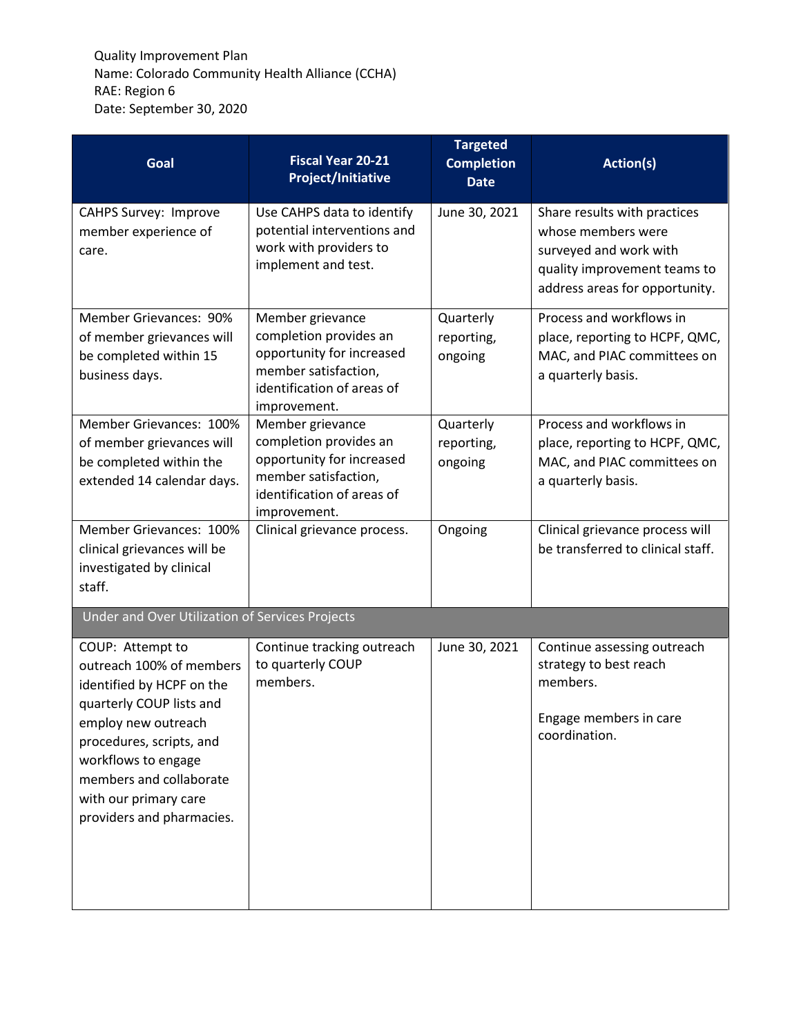Quality Improvement Plan
Name: Colorado Community Health Alliance (CCHA)
RAE: Region 6
Date: September 30, 2020

| Goal | Fiscal Year 20-21 Project/Initiative | Targeted Completion Date | Action(s) |
|---|---|---|---|
| CAHPS Survey: Improve member experience of care. | Use CAHPS data to identify potential interventions and work with providers to implement and test. | June 30, 2021 | Share results with practices whose members were surveyed and work with quality improvement teams to address areas for opportunity. |
| Member Grievances: 90% of member grievances will be completed within 15 business days. | Member grievance completion provides an opportunity for increased member satisfaction, identification of areas of improvement. | Quarterly reporting, ongoing | Process and workflows in place, reporting to HCPF, QMC, MAC, and PIAC committees on a quarterly basis. |
| Member Grievances: 100% of member grievances will be completed within the extended 14 calendar days. | Member grievance completion provides an opportunity for increased member satisfaction, identification of areas of improvement. | Quarterly reporting, ongoing | Process and workflows in place, reporting to HCPF, QMC, MAC, and PIAC committees on a quarterly basis. |
| Member Grievances: 100% clinical grievances will be investigated by clinical staff. | Clinical grievance process. | Ongoing | Clinical grievance process will be transferred to clinical staff. |
| Under and Over Utilization of Services Projects | | | |
| COUP: Attempt to outreach 100% of members identified by HCPF on the quarterly COUP lists and employ new outreach procedures, scripts, and workflows to engage members and collaborate with our primary care providers and pharmacies. | Continue tracking outreach to quarterly COUP members. | June 30, 2021 | Continue assessing outreach strategy to best reach members.<br><br>Engage members in care coordination. |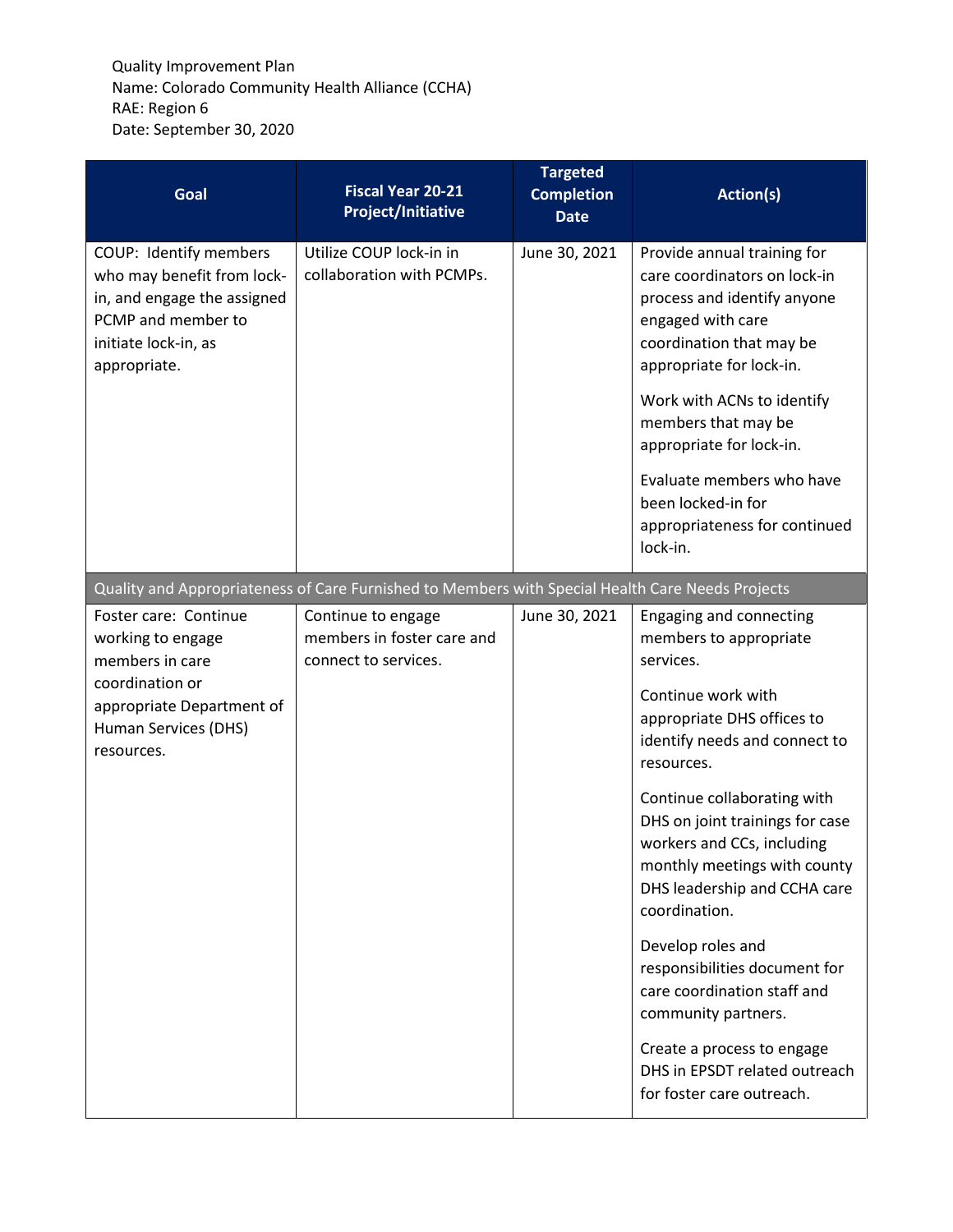Quality Improvement Plan
Name: Colorado Community Health Alliance (CCHA)
RAE: Region 6
Date: September 30, 2020

| Goal | Fiscal Year 20-21 Project/Initiative | Targeted Completion Date | Action(s) |
|---|---|---|---|
| COUP: Identify members who may benefit from lock-in, and engage the assigned PCMP and member to initiate lock-in, as appropriate. | Utilize COUP lock-in in collaboration with PCMPs. | June 30, 2021 | Provide annual training for care coordinators on lock-in process and identify anyone engaged with care coordination that may be appropriate for lock-in.<br><br>Work with ACNs to identify members that may be appropriate for lock-in.<br><br>Evaluate members who have been locked-in for appropriateness for continued lock-in. |
| **Quality and Appropriateness of Care Furnished to Members with Special Health Care Needs Projects** | | | |
| Foster care: Continue working to engage members in care coordination or appropriate Department of Human Services (DHS) resources. | Continue to engage members in foster care and connect to services. | June 30, 2021 | Engaging and connecting members to appropriate services.<br><br>Continue work with appropriate DHS offices to identify needs and connect to resources.<br><br>Continue collaborating with DHS on joint trainings for case workers and CCs, including monthly meetings with county DHS leadership and CCHA care coordination.<br><br>Develop roles and responsibilities document for care coordination staff and community partners.<br><br>Create a process to engage DHS in EPSDT related outreach for foster care outreach. |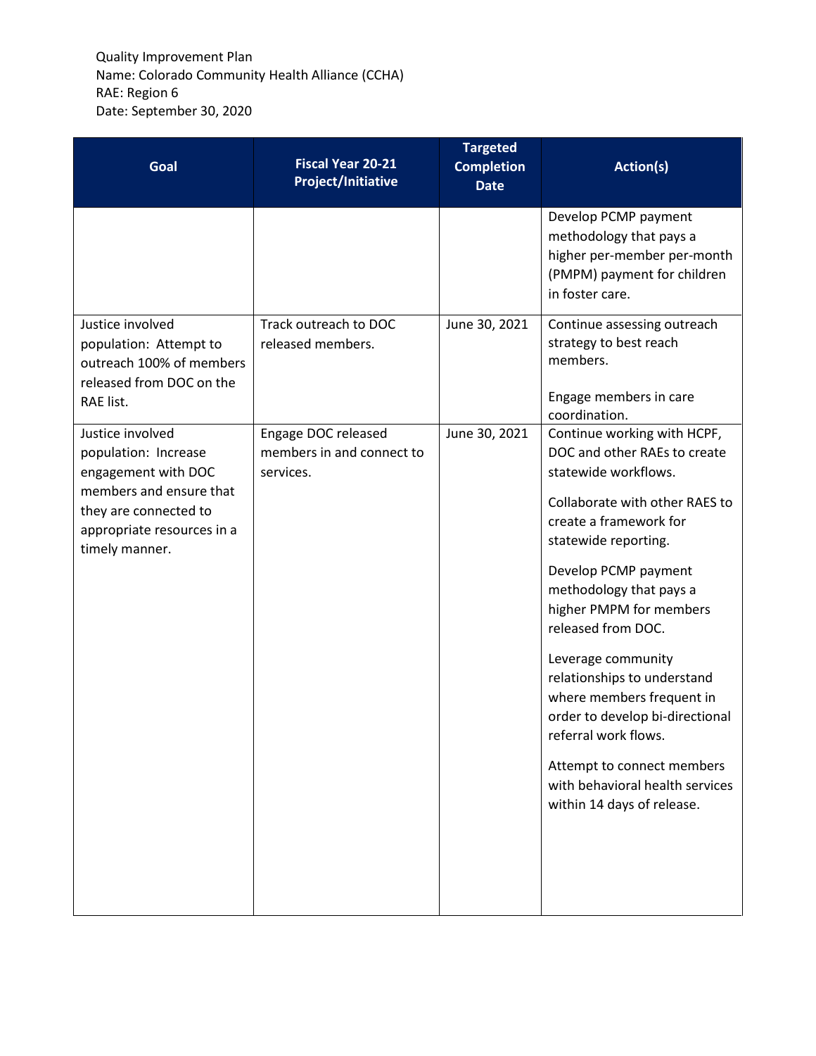Quality Improvement Plan
Name: Colorado Community Health Alliance (CCHA)
RAE: Region 6
Date: September 30, 2020

| Goal | Fiscal Year 20-21 Project/Initiative | Targeted Completion Date | Action(s) |
|---|---|---|---|
| | | | Develop PCMP payment methodology that pays a higher per-member per-month (PMPM) payment for children in foster care. |
| Justice involved population: Attempt to outreach 100% of members released from DOC on the RAE list. | Track outreach to DOC released members. | June 30, 2021 | Continue assessing outreach strategy to best reach members.<br><br>Engage members in care coordination. |
| Justice involved population: Increase engagement with DOC members and ensure that they are connected to appropriate resources in a timely manner. | Engage DOC released members in and connect to services. | June 30, 2021 | Continue working with HCPF, DOC and other RAEs to create statewide workflows.<br><br>Collaborate with other RAES to create a framework for statewide reporting.<br><br>Develop PCMP payment methodology that pays a higher PMPM for members released from DOC.<br><br>Leverage community relationships to understand where members frequent in order to develop bi-directional referral work flows.<br><br>Attempt to connect members with behavioral health services within 14 days of release. |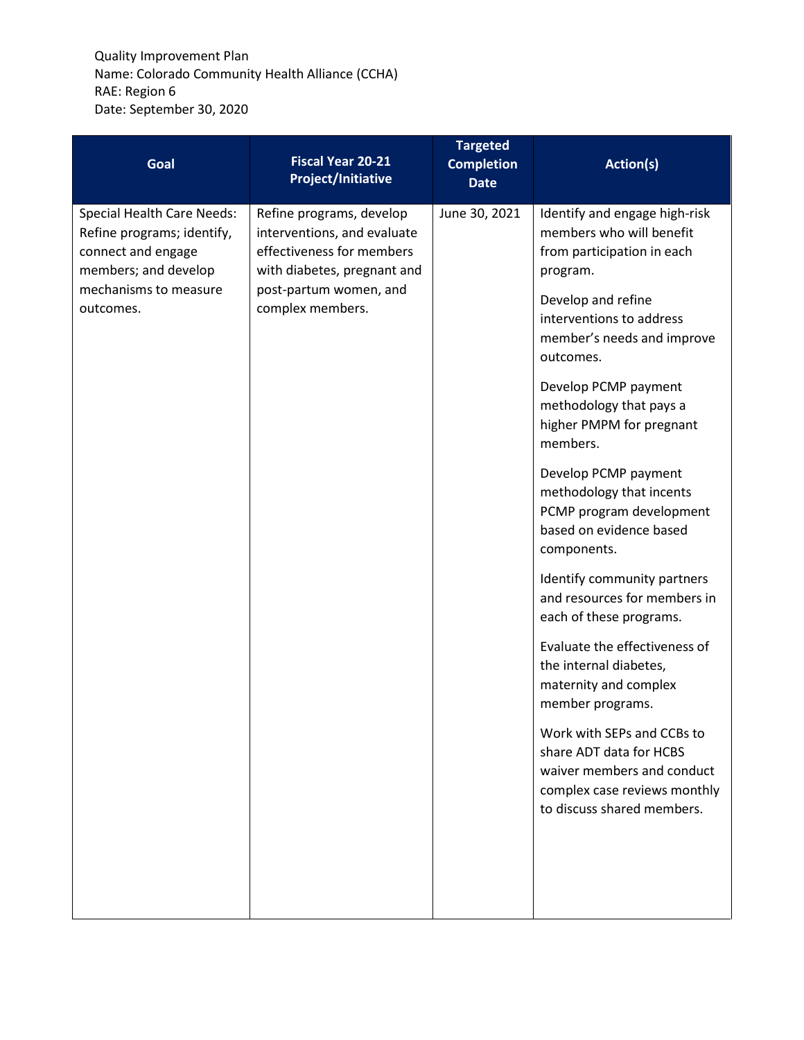Quality Improvement Plan
Name: Colorado Community Health Alliance (CCHA)
RAE: Region 6
Date: September 30, 2020

| Goal | Fiscal Year 20-21 Project/Initiative | Targeted Completion Date | Action(s) |
| --- | --- | --- | --- |
| Special Health Care Needs: Refine programs; identify, connect and engage members; and develop mechanisms to measure outcomes. | Refine programs, develop interventions, and evaluate effectiveness for members with diabetes, pregnant and post-partum women, and complex members. | June 30, 2021 | Identify and engage high-risk members who will benefit from participation in each program.<br><br>Develop and refine interventions to address member's needs and improve outcomes.<br><br>Develop PCMP payment methodology that pays a higher PMPM for pregnant members.<br><br>Develop PCMP payment methodology that incents PCMP program development based on evidence based components.<br><br>Identify community partners and resources for members in each of these programs.<br><br>Evaluate the effectiveness of the internal diabetes, maternity and complex member programs.<br><br>Work with SEPs and CCBs to share ADT data for HCBS waiver members and conduct complex case reviews monthly to discuss shared members. |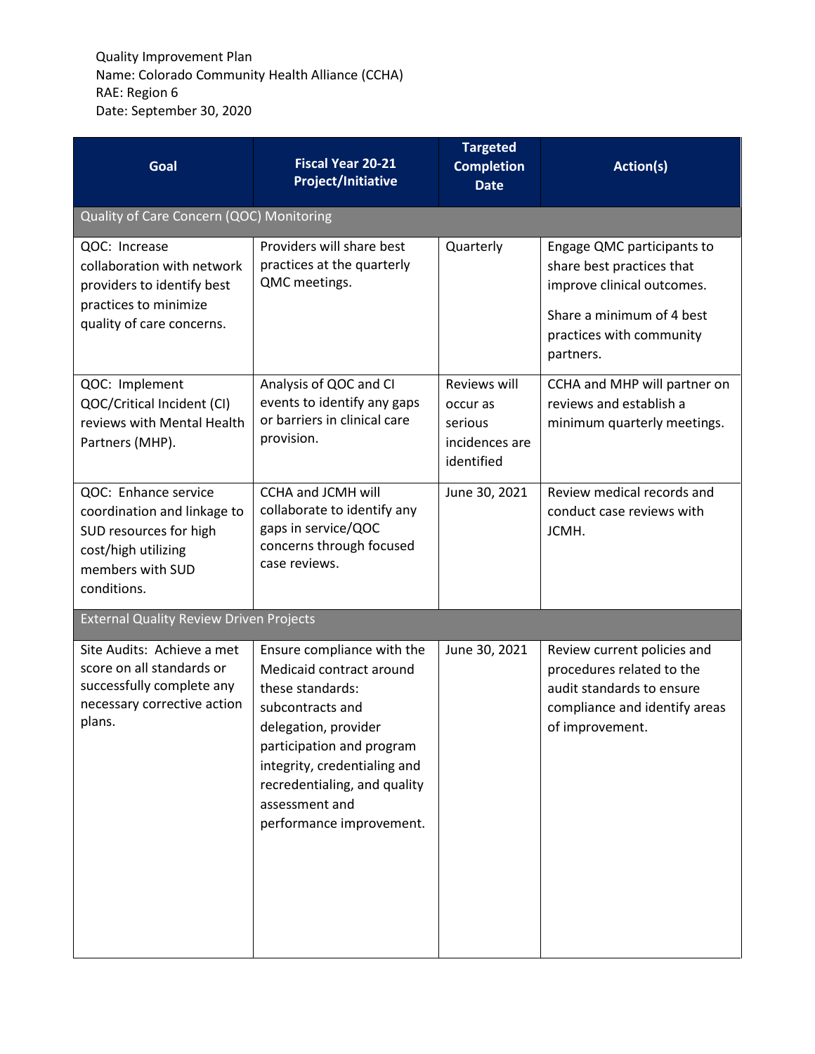Quality Improvement Plan
Name: Colorado Community Health Alliance (CCHA)
RAE: Region 6
Date: September 30, 2020

| Goal | Fiscal Year 20-21 Project/Initiative | Targeted Completion Date | Action(s) |
|---|---|---|---|
| **Quality of Care Concern (QOC) Monitoring** | | | |
| QOC: Increase collaboration with network providers to identify best practices to minimize quality of care concerns. | Providers will share best practices at the quarterly QMC meetings. | Quarterly | Engage QMC participants to share best practices that improve clinical outcomes.<br><br>Share a minimum of 4 best practices with community partners. |
| QOC: Implement QOC/Critical Incident (CI) reviews with Mental Health Partners (MHP). | Analysis of QOC and CI events to identify any gaps or barriers in clinical care provision. | Reviews will occur as serious incidences are identified | CCHA and MHP will partner on reviews and establish a minimum quarterly meetings. |
| QOC: Enhance service coordination and linkage to SUD resources for high cost/high utilizing members with SUD conditions. | CCHA and JCMH will collaborate to identify any gaps in service/QOC concerns through focused case reviews. | June 30, 2021 | Review medical records and conduct case reviews with JCMH. |
| **External Quality Review Driven Projects** | | | |
| Site Audits: Achieve a met score on all standards or successfully complete any necessary corrective action plans. | Ensure compliance with the Medicaid contract around these standards: subcontracts and delegation, provider participation and program integrity, credentialing and recredentialing, and quality assessment and performance improvement. | June 30, 2021 | Review current policies and procedures related to the audit standards to ensure compliance and identify areas of improvement. |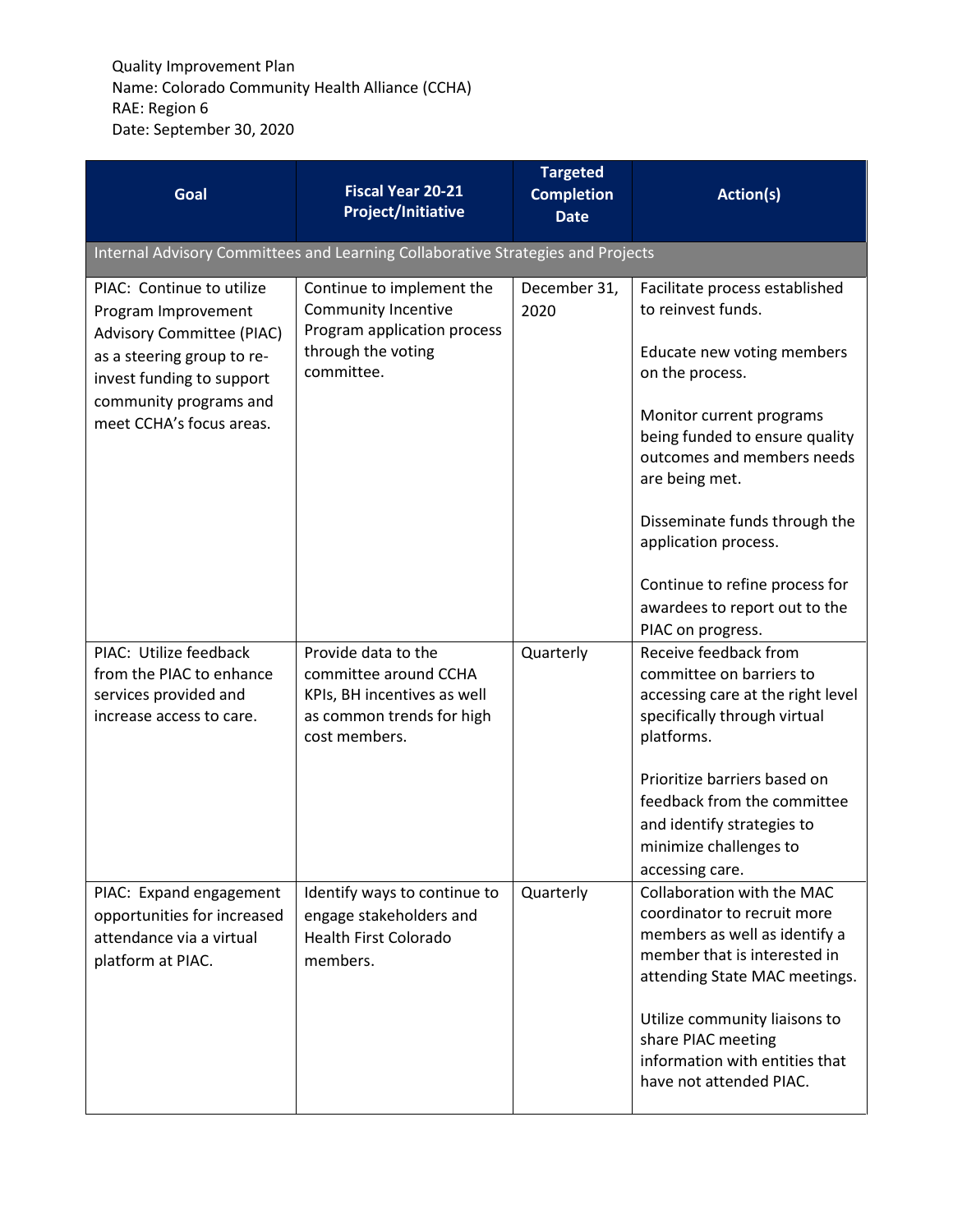Quality Improvement Plan
Name: Colorado Community Health Alliance (CCHA)
RAE: Region 6
Date: September 30, 2020

| Goal | Fiscal Year 20-21 Project/Initiative | Targeted Completion Date | Action(s) |
|---|---|---|---|
| Internal Advisory Committees and Learning Collaborative Strategies and Projects | | | |
| PIAC: Continue to utilize Program Improvement Advisory Committee (PIAC) as a steering group to re-invest funding to support community programs and meet CCHA's focus areas. | Continue to implement the Community Incentive Program application process through the voting committee. | December 31, 2020 | Facilitate process established to reinvest funds.<br><br>Educate new voting members on the process.<br><br>Monitor current programs being funded to ensure quality outcomes and members needs are being met.<br><br>Disseminate funds through the application process.<br><br>Continue to refine process for awardees to report out to the PIAC on progress. |
| PIAC: Utilize feedback from the PIAC to enhance services provided and increase access to care. | Provide data to the committee around CCHA KPIs, BH incentives as well as common trends for high cost members. | Quarterly | Receive feedback from committee on barriers to accessing care at the right level specifically through virtual platforms.<br><br>Prioritize barriers based on feedback from the committee and identify strategies to minimize challenges to accessing care. |
| PIAC: Expand engagement opportunities for increased attendance via a virtual platform at PIAC. | Identify ways to continue to engage stakeholders and Health First Colorado members. | Quarterly | Collaboration with the MAC coordinator to recruit more members as well as identify a member that is interested in attending State MAC meetings.<br><br>Utilize community liaisons to share PIAC meeting information with entities that have not attended PIAC. |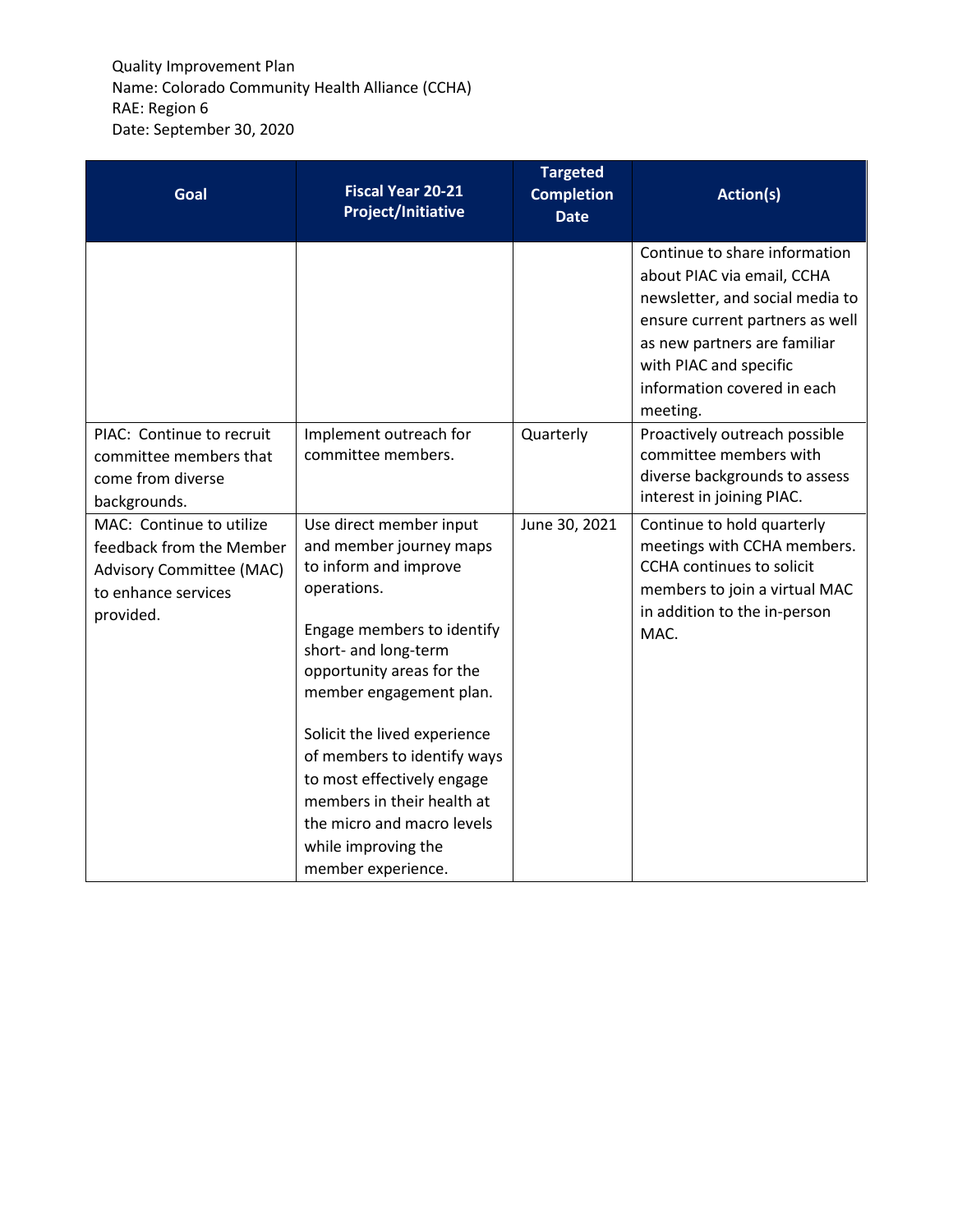Quality Improvement Plan
Name: Colorado Community Health Alliance (CCHA)
RAE: Region 6
Date: September 30, 2020

| Goal | Fiscal Year 20-21 Project/Initiative | Targeted Completion Date | Action(s) |
|---|---|---|---|
| | | | Continue to share information about PIAC via email, CCHA newsletter, and social media to ensure current partners as well as new partners are familiar with PIAC and specific information covered in each meeting. |
| PIAC: Continue to recruit committee members that come from diverse backgrounds. | Implement outreach for committee members. | Quarterly | Proactively outreach possible committee members with diverse backgrounds to assess interest in joining PIAC. |
| MAC: Continue to utilize feedback from the Member Advisory Committee (MAC) to enhance services provided. | Use direct member input and member journey maps to inform and improve operations.<br><br>Engage members to identify short- and long-term opportunity areas for the member engagement plan.<br><br>Solicit the lived experience of members to identify ways to most effectively engage members in their health at the micro and macro levels while improving the member experience. | June 30, 2021 | Continue to hold quarterly meetings with CCHA members. CCHA continues to solicit members to join a virtual MAC in addition to the in-person MAC. |